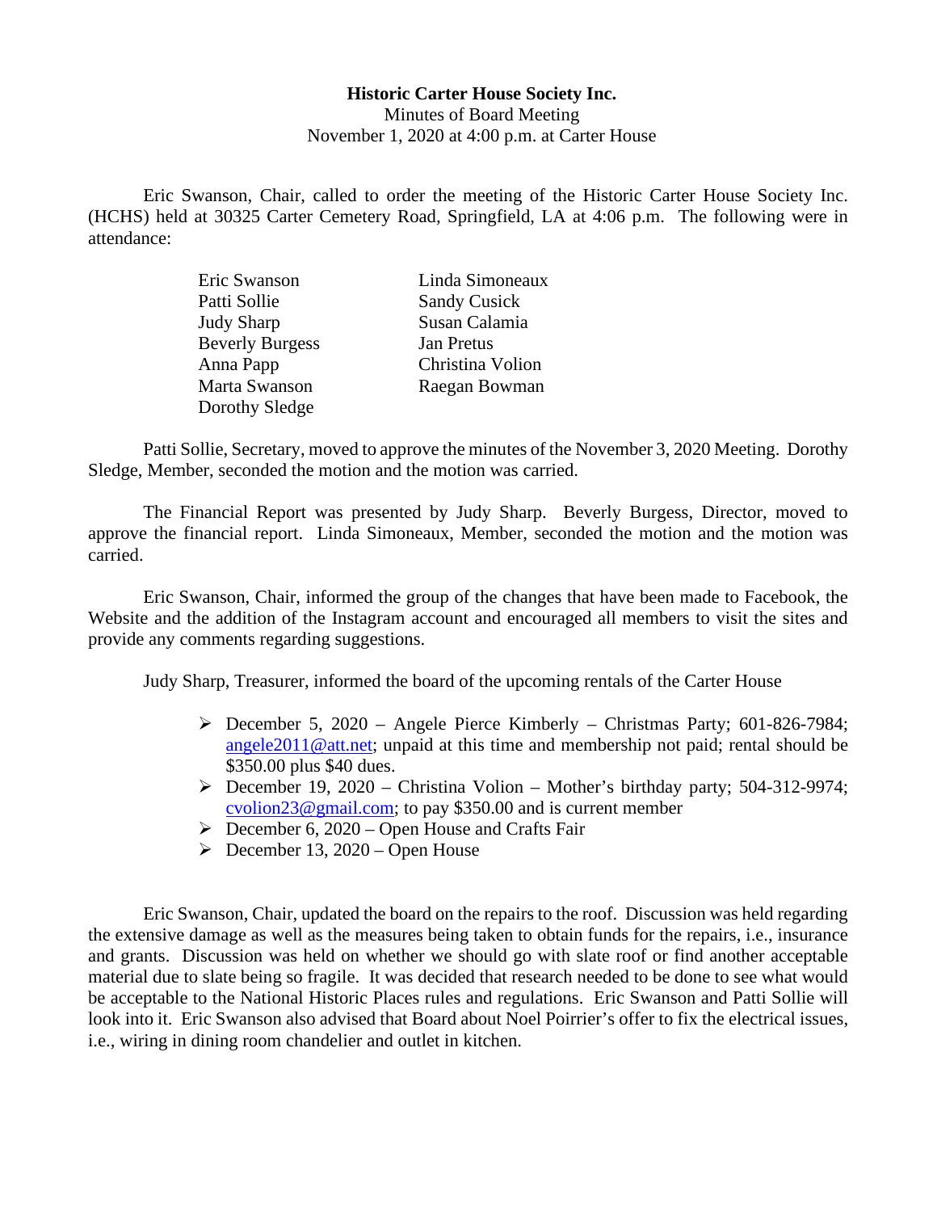**Historic Carter House Society Inc.**
Minutes of Board Meeting
November 1, 2020 at 4:00 p.m. at Carter House

Eric Swanson, Chair, called to order the meeting of the Historic Carter House Society Inc. (HCHS) held at 30325 Carter Cemetery Road, Springfield, LA at 4:06 p.m. The following were in attendance:

| | |
|---|---|
| Eric Swanson | Linda Simoneaux |
| Patti Sollie | Sandy Cusick |
| Judy Sharp | Susan Calamia |
| Beverly Burgess | Jan Pretus |
| Anna Papp | Christina Volion |
| Marta Swanson | Raegan Bowman |
| Dorothy Sledge | |

Patti Sollie, Secretary, moved to approve the minutes of the November 3, 2020 Meeting. Dorothy Sledge, Member, seconded the motion and the motion was carried.

The Financial Report was presented by Judy Sharp. Beverly Burgess, Director, moved to approve the financial report. Linda Simoneaux, Member, seconded the motion and the motion was carried.

Eric Swanson, Chair, informed the group of the changes that have been made to Facebook, the Website and the addition of the Instagram account and encouraged all members to visit the sites and provide any comments regarding suggestions.

Judy Sharp, Treasurer, informed the board of the upcoming rentals of the Carter House

- December 5, 2020 – Angele Pierce Kimberly – Christmas Party; 601-826-7984; angele2011@att.net; unpaid at this time and membership not paid; rental should be $350.00 plus $40 dues.
- December 19, 2020 – Christina Volion – Mother's birthday party; 504-312-9974; cvolion23@gmail.com; to pay $350.00 and is current member
- December 6, 2020 – Open House and Crafts Fair
- December 13, 2020 – Open House

Eric Swanson, Chair, updated the board on the repairs to the roof. Discussion was held regarding the extensive damage as well as the measures being taken to obtain funds for the repairs, i.e., insurance and grants. Discussion was held on whether we should go with slate roof or find another acceptable material due to slate being so fragile. It was decided that research needed to be done to see what would be acceptable to the National Historic Places rules and regulations. Eric Swanson and Patti Sollie will look into it. Eric Swanson also advised that Board about Noel Poirrier's offer to fix the electrical issues, i.e., wiring in dining room chandelier and outlet in kitchen.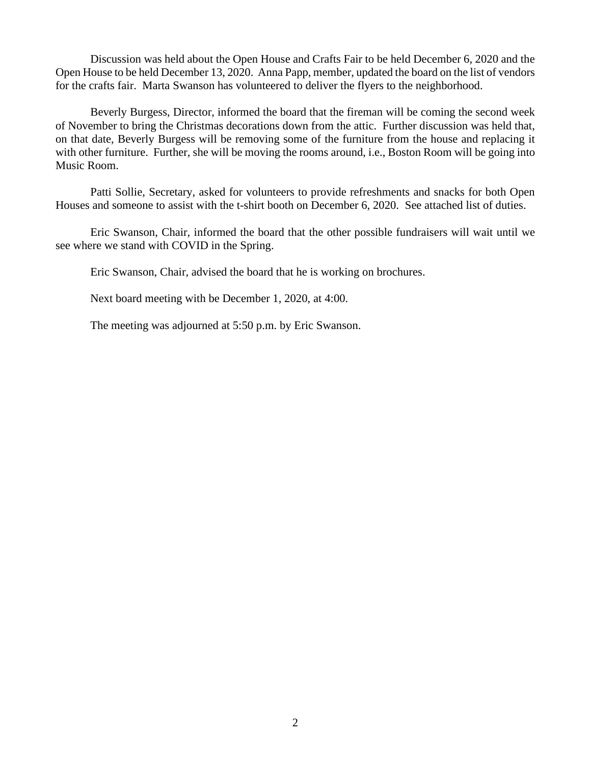Discussion was held about the Open House and Crafts Fair to be held December 6, 2020 and the Open House to be held December 13, 2020. Anna Papp, member, updated the board on the list of vendors for the crafts fair. Marta Swanson has volunteered to deliver the flyers to the neighborhood.

Beverly Burgess, Director, informed the board that the fireman will be coming the second week of November to bring the Christmas decorations down from the attic. Further discussion was held that, on that date, Beverly Burgess will be removing some of the furniture from the house and replacing it with other furniture. Further, she will be moving the rooms around, i.e., Boston Room will be going into Music Room.

Patti Sollie, Secretary, asked for volunteers to provide refreshments and snacks for both Open Houses and someone to assist with the t-shirt booth on December 6, 2020. See attached list of duties.

Eric Swanson, Chair, informed the board that the other possible fundraisers will wait until we see where we stand with COVID in the Spring.

Eric Swanson, Chair, advised the board that he is working on brochures.

Next board meeting with be December 1, 2020, at 4:00.

The meeting was adjourned at 5:50 p.m. by Eric Swanson.